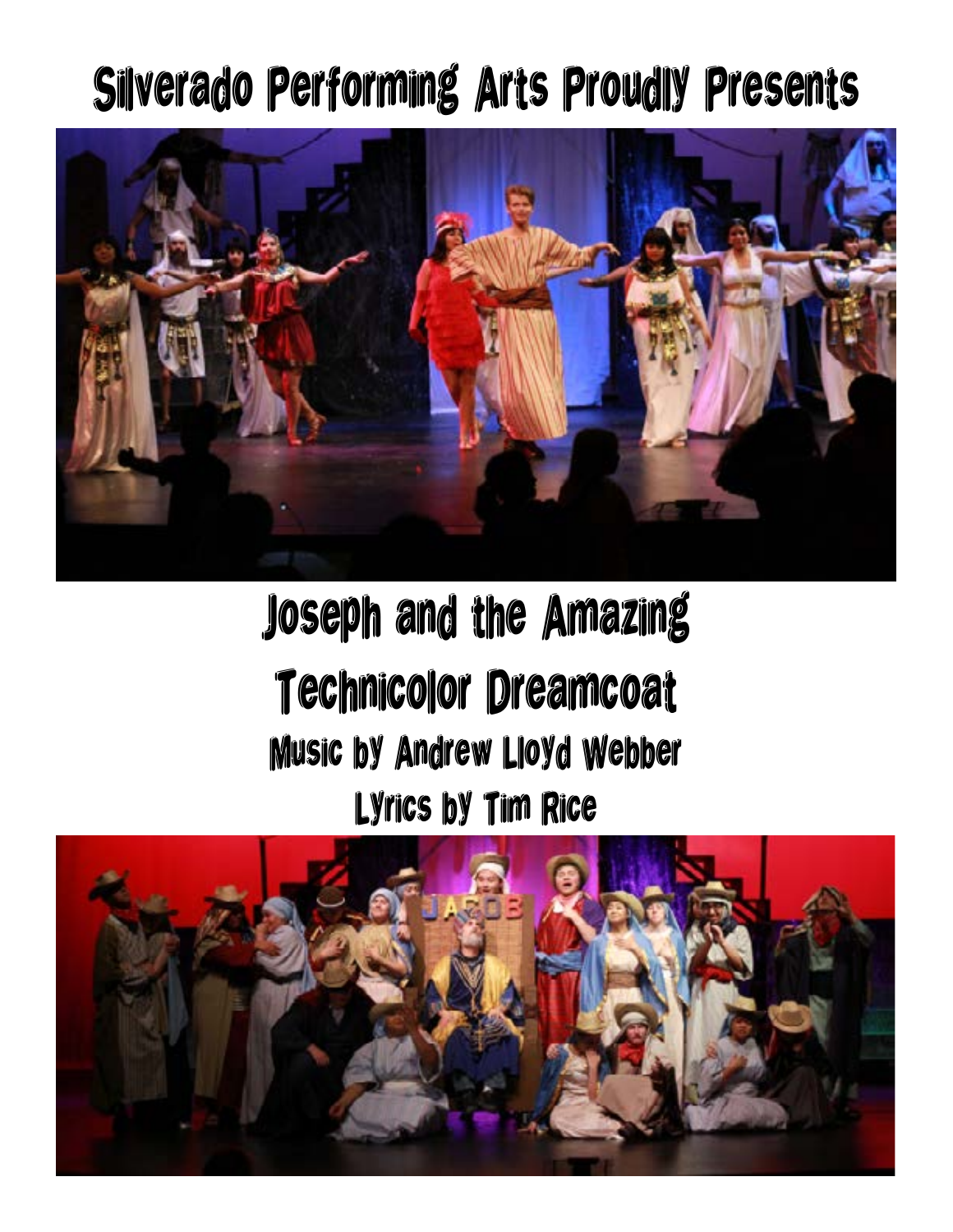# Silverado Performing Arts Proudly Presents

# Joseph and the Amazing Technicolor Dreamcoat

## Music by Andrew Lloyd Webber

## Lyrics by Tim Rice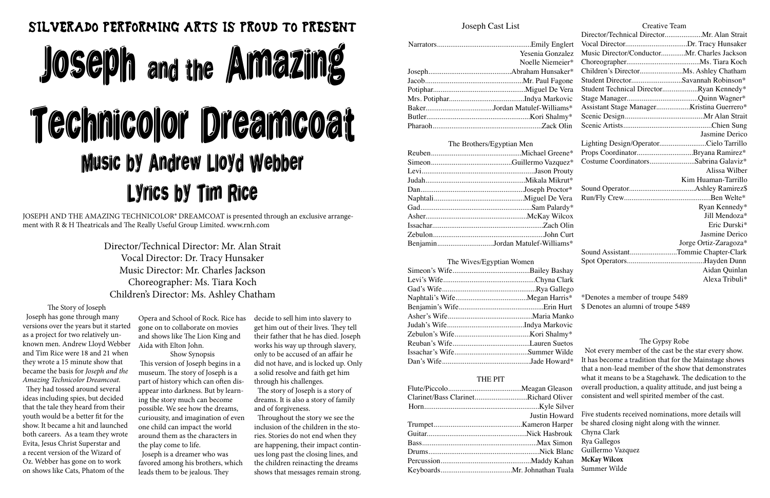# Silverado Performing Arts is proud to present

# Joseph and the Amazing Technicolor Dreamcoat

## Music by Andrew Lloyd Webber

## Lyrics by Tim Rice

JOSEPH AND THE AMAZING TECHNICOLOR® DREAMCOAT is presented through an exclusive arrangement with R & H Theatricals and The Really Useful Group Limited. www.rnh.com

Director/Technical Director: Mr. Alan Strait
Vocal Director: Dr. Tracy Hunsaker
Music Director: Mr. Charles Jackson
Choreographer: Ms. Tiara Koch
Children's Director: Ms. Ashley Chatham

### The Story of Joseph

Joseph has gone through many versions over the years but it started as a project for two relatively unknown men. Andrew Lloyd Webber and Tim Rice were 18 and 21 when they wrote a 15 minute show that became the basis for *Joseph and the Amazing Technicolor Dreamcoat.*

They had tossed around several ideas including spies, but decided that the tale they heard from their youth would be a better fit for the show. It became a hit and launched both careers. As a team they wrote Evita, Jesus Christ Superstar and a recent version of the Wizard of Oz. Webber has gone on to work on shows like Cats, Phatom of the Opera and School of Rock. Rice has gone on to collaborate on movies and shows like The Lion King and Aida with Elton John.

### Show Synopsis

This version of Joseph begins in a museum. The story of Joseph is a part of history which can often disappear into darkness. But by learning the story much can become possible. We see how the dreams, curiousity, and imagination of even one child can impact the world around them as the characters in the play come to life.

Joseph is a dreamer who was favored among his brothers, which leads them to be jealous. They decide to sell him into slavery to get him out of their lives. They tell their father that he has died. Joseph works his way up through slavery, only to be accused of an affair he did not have, and is locked up. Only a solid resolve and faith get him through his challenges.

The story of Joseph is a story of dreams. It is also a story of family and of forgiveness.

Throughout the story we see the inclusion of the children in the stories. Stories do not end when they are happening, their impact continues long past the closing lines, and the children reinacting the dreams shows that messages remain strong.

## Joseph Cast List

| Role | Actor |
|---|---|
| Narrators | Emily Englert |
| | Yesenia Gonzalez |
| | Noelle Niemeier* |
| Joseph | Abraham Hunsaker* |
| Jacob | Mr. Paul Fagone |
| Potiphar | Miguel De Vera |
| Mrs. Potiphar | Indya Markovic |
| Baker | Jordan Matulef-Williams* |
| Butler | Kori Shalmy* |
| Pharaoh | Zack Olin |

### The Brothers/Egyptian Men

| Role | Actor |
|---|---|
| Reuben | Michael Greene* |
| Simeon | Guillermo Vazquez* |
| Levi | Jason Prouty |
| Judah | Mikala Mikrut* |
| Dan | Joseph Proctor* |
| Naphtali | Miguel De Vera |
| Gad | Sam Palardy* |
| Asher | McKay Wilcox |
| Issachar | Zach Olin |
| Zebulon | John Curt |
| Benjamin | Jordan Matulef-Williams* |

### The Wives/Egyptian Women

| Role | Actor |
|---|---|
| Simeon's Wife | Bailey Bashay |
| Levi's Wife | Chyna Clark |
| Gad's Wife | Rya Gallego |
| Naphtali's Wife | Megan Harris* |
| Benjamin's Wife | Erin Hurt |
| Asher's Wife | Maria Manko |
| Judah's Wife | Indya Markovic |
| Zebulon's Wife | Kori Shalmy* |
| Reuban's Wife | Lauren Suetos |
| Issachar's Wife | Summer Wilde |
| Dan's Wife | Jade Howard* |

### THE PIT

| Instrument | Musician |
|---|---|
| Flute/Piccolo | Meagan Gleason |
| Clarinet/Bass Clarinet | Richard Oliver |
| Horn | Kyle Silver |
| | Justin Howard |
| Trumpet | Kameron Harper |
| Guitar | Nick Hasbrouk |
| Bass | Max Simon |
| Drums | Nick Blanc |
| Percussion | Maddy Kahan |
| Keyboards | Mr. Johnathan Tuala |

## Creative Team

| Position | Name |
|---|---|
| Director/Technical Director | Mr. Alan Strait |
| Vocal Director | Dr. Tracy Hunsaker |
| Music Director/Conductor | Mr. Charles Jackson |
| Choreographer | Ms. Tiara Koch |
| Children's Director | Ms. Ashley Chatham |
| Student Director | Savannah Robinson* |
| Student Technical Director | Ryan Kennedy* |
| Stage Manager | Quinn Wagner* |
| Assistant Stage Manager | Kristina Guerrero* |
| Scenic Design | Mr Alan Strait |
| Scenic Artists | Chien Sung |
| | Jasmine Derico |
| Lighting Design/Operator | Cielo Tarrillo |
| Props Coordinator | Bryana Ramirez* |
| Costume Coordinators | Sabrina Galaviz* |
| | Alissa Wilber |
| | Kim Huaman-Tarrillo |
| Sound Operator | Ashley Ramirez$ |
| Run/Fly Crew | Ben Welte* |
| | Ryan Kennedy* |
| | Jill Mendoza* |
| | Eric Durski* |
| | Jasmine Derico |
| | Jorge Ortiz-Zaragoza* |
| Sound Assistant | Tommie Chapter-Clark |
| Spot Operators | Hayden Dunn |
| | Aidan Quinlan |
| | Alexa Tribuli* |

*Denotes a member of troupe 5489
$ Denotes an alumni of troupe 5489

### The Gypsy Robe

Not every member of the cast be the star every show. It has become a tradition that for the Mainstage shows that a non-lead member of the show that demonstrates what it means to be a Stagehawk. The dedication to the overall production, a quality attitude, and just being a consistent and well spirited member of the cast.

Five students received nominations, more details will be shared closing night along with the winner.

Chyna Clark
Rya Gallegos
Guillermo Vazquez
**McKay Wilcox**
Summer Wilde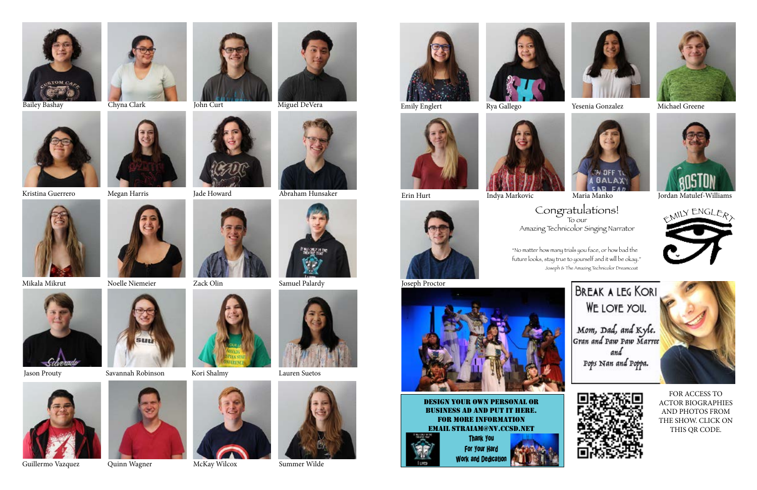Bailey Bashay

Chyna Clark

John Curt

Miguel DeVera

Kristina Guerrero

Megan Harris

Jade Howard

Abraham Hunsaker

Mikala Mikrut

Noelle Niemeier

Zack Olin

Samuel Palardy

Jason Prouty

Savannah Robinson

Kori Shalmy

Lauren Suetos

Guillermo Vazquez

Quinn Wagner

McKay Wilcox

Summer Wilde

Emily Englert

Rya Gallego

Yesenia Gonzalez

Michael Greene

Erin Hurt

Indya Markovic

Maria Manko

Jordan Matulef-Williams

Joseph Proctor

Congratulations!

To our

Amazing Technicolor Singing Narrator

"No matter how many trials you face, or how bad the future looks, stay true to yourself and it will be okay."

Joseph & The Amazing Technicolor Dreamcoat

EMILY ENGLERT

BREAK A LEG KORI

WE LOVE YOU.

Mom, Dad, and Kyle.
Gran and Paw Paw Marree
and
Pops Nan and Poppa.

DESIGN YOUR OWN PERSONAL OR BUSINESS AD AND PUT IT HERE.
FOR MORE INFORMATION
EMAIL STRAIAM@NV.CCSD.NET

Thank You
For Your Hard
Work and Dedication

FOR ACCESS TO ACTOR BIOGRAPHIES AND PHOTOS FROM THE SHOW. CLICK ON THIS QR CODE.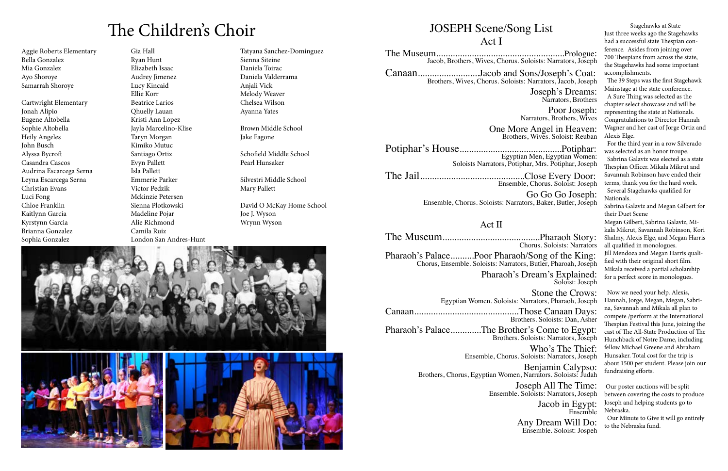# The Children's Choir

Aggie Roberts Elementary
Bella Gonzalez
Mia Gonzalez
Ayo Shoroye
Samarrah Shoroye

Cartwright Elementary
Jonah Alipio
Eugene Altobella
Sophie Altobella
Heily Angeles
John Busch
Alyssa Bycroft
Casandra Cascos
Audrina Escarcega Serna
Leyna Escarcega Serna
Christian Evans
Luci Fong
Chloe Franklin
Kaitlynn Garcia
Kyrstynn Garcia
Brianna Gonzalez
Sophia Gonzalez
Gia Hall
Ryan Hunt
Elizabeth Isaac
Audrey Jimenez
Lucy Kincaid
Ellie Korr
Beatrice Larios
Qhuelly Lauan
Kristi Ann Lopez
Jayla Marcelino-Klise
Taryn Morgan
Kimiko Mutuc
Santiago Ortiz
Evyn Pallett
Isla Pallett
Emmerie Parker
Victor Pedzik
Mckinzie Petersen
Sienna Plotkowski
Madeline Pojar
Alie Richmond
Camila Ruiz
London San Andres-Hunt
Tatyana Sanchez-Dominguez
Sienna Siteine
Daniela Toirac
Daniela Valderrama
Anjali Vick
Melody Weaver
Chelsea Wilson
Ayanna Yates

Brown Middle School
Jake Fagone

Schofield Middle School
Pearl Hunsaker

Silvestri Middle School
Mary Pallett

David O McKay Home School
Joe J. Wyson
Wrynn Wyson

## JOSEPH Scene/Song List

### Act I

The Museum......................................................Prologue:
Jacob, Brothers, Wives, Chorus. Soloists: Narrators, Joseph

Canaan..........................Jacob and Sons/Joseph's Coat:
Brothers, Wives, Chorus. Soloists: Narrators, Jacob, Joseph

Joseph's Dreams:
Narrators, Brothers

Poor Joseph:
Narrators, Brothers, Wives

One More Angel in Heaven:
Brothers, Wives. Soloist: Reuban

Potiphar's House...........................................Potiphar:
Egyptian Men, Egyptian Women:
Soloists Narrators, Potiphar, Mrs. Potiphar, Joseph

The Jail............................................Close Every Door:
Ensemble, Chorus. Soloist: Joseph

Go Go Go Joseph:
Ensemble, Chorus. Soloists: Narrators, Baker, Butler, Joseph

### Act II

The Museum.........................................Pharaoh Story:
Chorus. Soloists: Narrators

Pharaoh's Palace..........Poor Pharaoh/Song of the King:
Chorus, Ensemble. Soloists: Narrators, Butler, Pharoah, Joseph

Pharaoh's Dream's Explained:
Soloist: Joseph

Stone the Crows:
Egyptian Women. Soloists: Narrators, Pharaoh, Joseph

Canaan...........................................Those Canaan Days:
Brothers. Soloists: Dan, Asher

Pharaoh's Palace.............The Brother's Come to Egypt:
Brothers. Soloists: Narrators, Joseph

Who's The Thief:
Ensemble, Chorus. Soloists: Narrators, Joseph

Benjamin Calypso:
Brothers, Chorus, Egyptian Women, Narrators. Soloists: Judah

Joseph All The Time:
Ensemble. Soloists: Narrators, Joseph

Jacob in Egypt:
Ensemble

Any Dream Will Do:
Ensemble. Soloist: Jospeh

### Stagehawks at State

Just three weeks ago the Stagehawks had a successful state Thespian conference. Asides from joining over 700 Thespians from across the state, the Stagehawks had some important accomplishments.

The 39 Steps was the first Stagehawk Mainstage at the state conference.

A Sure Thing was selected as the chapter select showcase and will be representing the state at Nationals. Congratulations to Director Hannah Wagner and her cast of Jorge Ortiz and Alexis Elge.

For the third year in a row Silverado was selected as an honor troupe.

Sabrina Galaviz was elected as a state Thespian Officer. Mikala Mikrut and Savannah Robinson have ended their terms, thank you for the hard work.

Several Stagehawks qualified for Nationals.

Sabrina Galaviz and Megan Gilbert for their Duet Scene

Megan Gilbert, Sabrina Galaviz, Mikala Mikrut, Savannah Robinson, Kori Shalmy, Alexis Elge, and Megan Harris all qualified in monologues.

Jill Mendoza and Megan Harris qualified with their original short film.

Mikala received a partial scholarship for a perfect score in monologues.

Now we need your help. Alexis, Hannah, Jorge, Megan, Megan, Sabrina, Savannah and Mikala all plan to compete /perform at the International Thespian Festival this June, joining the cast of The All-State Production of The Hunchback of Notre Dame, including fellow Michael Greene and Abraham Hunsaker. Total cost for the trip is about 1500 per student. Please join our fundraising efforts.

Our poster auctions will be split between covering the costs to produce Joseph and helping students go to Nebraska.

Our Minute to Give it will go entirely to the Nebraska fund.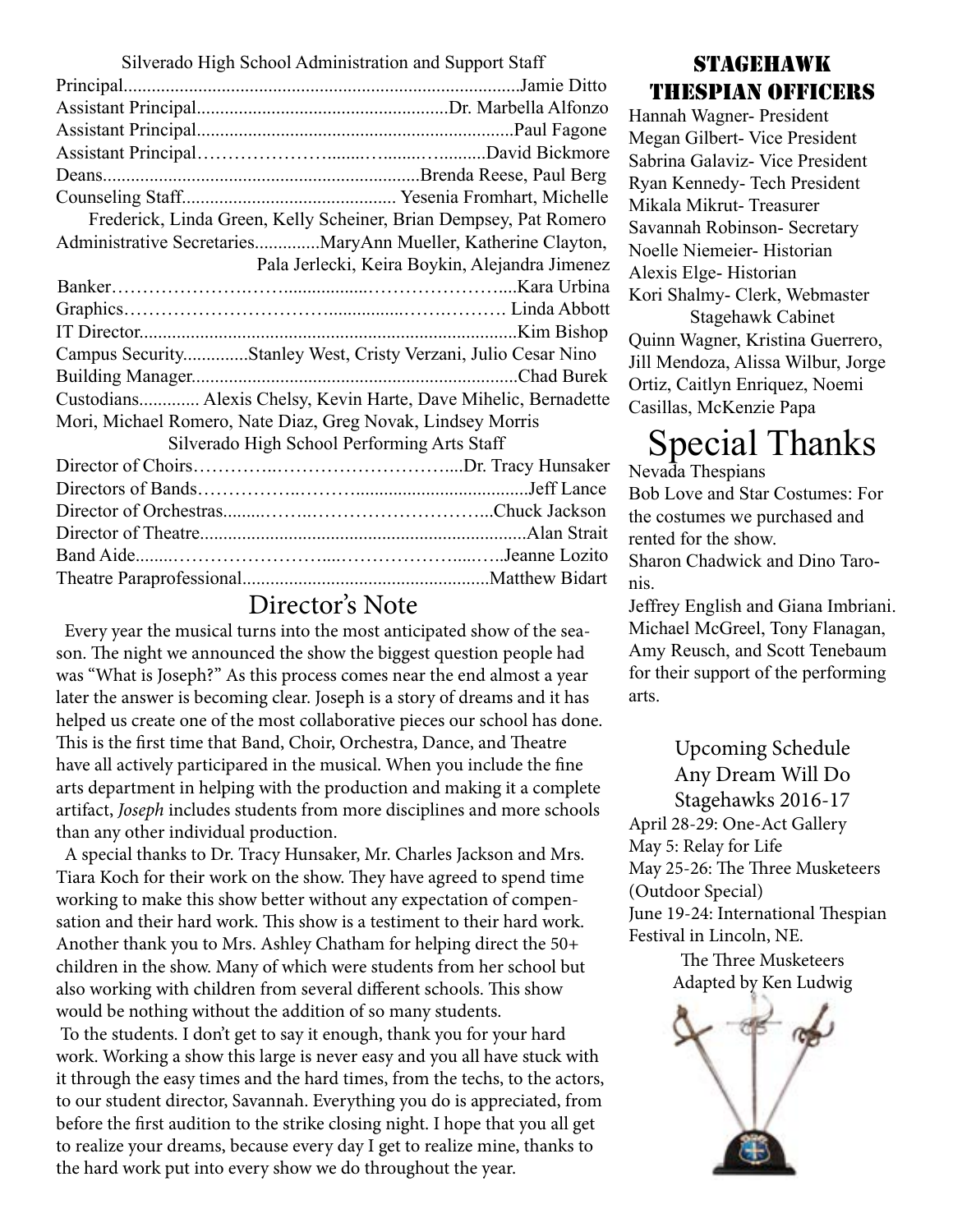Silverado High School Administration and Support Staff

Principal.....................................................................................Jamie Ditto
Assistant Principal......................................................Dr. Marbella Alfonzo
Assistant Principal....................................................................Paul Fagone
Assistant Principal……………………........…........…..........David Bickmore
Deans....................................................................Brenda Reese, Paul Berg
Counseling Staff.............................................. Yesenia Fromhart, Michelle Frederick, Linda Green, Kelly Scheiner, Brian Dempsey, Pat Romero
Administrative Secretaries..............MaryAnn Mueller, Katherine Clayton, Pala Jerlecki, Keira Boykin, Alejandra Jimenez
Banker…………………….…..................…………………....Kara Urbina
Graphics…………………………….............….….……… Linda Abbott
IT Director.................................................................................Kim Bishop
Campus Security..............Stanley West, Cristy Verzani, Julio Cesar Nino
Building Manager......................................................................Chad Burek
Custodians............. Alexis Chelsy, Kevin Harte, Dave Mihelic, Bernadette Mori, Michael Romero, Nate Diaz, Greg Novak, Lindsey Morris

Silverado High School Performing Arts Staff

Director of Choirs…………..………………………....Dr. Tracy Hunsaker
Directors of Bands……………..………......................................Jeff Lance
Director of Orchestras.........……..…………………………...Chuck Jackson
Director of Theatre........................................................................Alan Strait
Band Aide........………………………....…………………....…..Jeanne Lozito
Theatre Paraprofessional.....................................................Matthew Bidart

## Director's Note

Every year the musical turns into the most anticipated show of the season. The night we announced the show the biggest question people had was "What is Joseph?" As this process comes near the end almost a year later the answer is becoming clear. Joseph is a story of dreams and it has helped us create one of the most collaborative pieces our school has done. This is the first time that Band, Choir, Orchestra, Dance, and Theatre have all actively participated in the musical. When you include the fine arts department in helping with the production and making it a complete artifact, *Joseph* includes students from more disciplines and more schools than any other individual production.

A special thanks to Dr. Tracy Hunsaker, Mr. Charles Jackson and Mrs. Tiara Koch for their work on the show. They have agreed to spend time working to make this show better without any expectation of compensation and their hard work. This show is a testiment to their hard work. Another thank you to Mrs. Ashley Chatham for helping direct the 50+ children in the show. Many of which were students from her school but also working with children from several different schools. This show would be nothing without the addition of so many students.

To the students. I don't get to say it enough, thank you for your hard work. Working a show this large is never easy and you all have stuck with it through the easy times and the hard times, from the techs, to the actors, to our student director, Savannah. Everything you do is appreciated, from before the first audition to the strike closing night. I hope that you all get to realize your dreams, because every day I get to realize mine, thanks to the hard work put into every show we do throughout the year.

## Stagehawk Thespian Officers

Hannah Wagner- President
Megan Gilbert- Vice President
Sabrina Galaviz- Vice President
Ryan Kennedy- Tech President
Mikala Mikrut- Treasurer
Savannah Robinson- Secretary
Noelle Niemeier- Historian
Alexis Elge- Historian
Kori Shalmy- Clerk, Webmaster

Stagehawk Cabinet

Quinn Wagner, Kristina Guerrero, Jill Mendoza, Alissa Wilbur, Jorge Ortiz, Caitlyn Enriquez, Noemi Casillas, McKenzie Papa

# Special Thanks

Nevada Thespians
Bob Love and Star Costumes: For the costumes we purchased and rented for the show.
Sharon Chadwick and Dino Taronis.
Jeffrey English and Giana Imbriani.
Michael McGreel, Tony Flanagan, Amy Reusch, and Scott Tenebaum for their support of the performing arts.

Upcoming Schedule
Any Dream Will Do
Stagehawks 2016-17

April 28-29: One-Act Gallery
May 5: Relay for Life
May 25-26: The Three Musketeers (Outdoor Special)
June 19-24: International Thespian Festival in Lincoln, NE.

The Three Musketeers
Adapted by Ken Ludwig